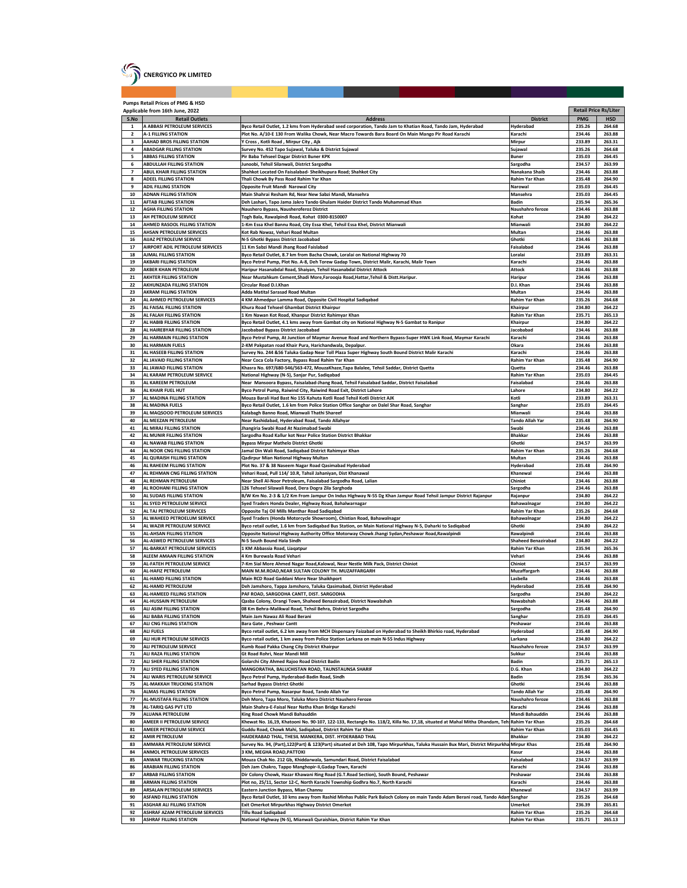CNERGYICO PK LIMITED

Pumps Retail Prices of PMG & HSD
Applicable from 16th June, 2022

| S.No | Retail Outlets | Address | District | Retail Price Rs/Liter PMG | HSD |
|---|---|---|---|---|---|
| 1 | A ABBASI PETROLEUM SERVICES | Byco Retail Outlet, 1.2 kms from Hyderabad seed corporation, Tando Jam to Khatian Road, Tando Jam, Hyderabad | Hyderabad | 235.26 | 264.68 |
| 2 | A-1 FILLING STATION | Plot No. A/10-E 130 From Walika Chowk, Near Macro Towards Bara Board On Main Mango Pir Road Karachi | Karachi | 234.46 | 263.88 |
| 3 | AAHAD BROS FILLING STATION | Y Cross , Kotli Road , Mirpur City , Ajk | Mirpur | 233.89 | 263.31 |
| 4 | ABADGAR FILLING STATION | Survey No. 452 Tapo Sujawal, Taluka & District Sujawal | Sujawal | 235.26 | 264.68 |
| 5 | ABBAS FILLING STATION | Pir Baba Tehseel Dagar District Buner KPK | Buner | 235.03 | 264.45 |
| 6 | ABDULLAH FILLING STATION | Junoobi, Tehsil Silanwali, District Sargodha | Sargodha | 234.57 | 263.99 |
| 7 | ABUL KHAIR FILLING STATION | Shahkot Located On Faisalabad- Sheikhupura Road; Shahkot City | Nanakana Shaib | 234.46 | 263.88 |
| 8 | ADEEL FILLING STATION | Thali Chowk By Pass Road Rahim Yar Khan | Rahim Yar Khan | 235.48 | 264.90 |
| 9 | ADIL FILLING STATION | Opposite Fruit Mandi Narowal City | Narowal | 235.03 | 264.45 |
| 10 | ADNAN FILLING STATION | Main Shahrai Resham Rd, Near New Sabzi Mandi, Mansehra | Mansehra | 235.03 | 264.45 |
| 11 | AFTAB FILLING STATION | Deh Lashari, Tapo Jama Jakro Tando Ghulam Haider District Tando Muhammad Khan | Badin | 235.94 | 265.36 |
| 12 | AGHA FILLING STATION | Naushero Bypass, Nausheroferoz District | Naushahro feroze | 234.46 | 263.88 |
| 13 | AH PETROLEUM SERVICE | Togh Bala, Rawalpindi Road, Kohat 0300-8150007 | Kohat | 234.80 | 264.22 |
| 14 | AHMED RASOOL FILLING STATION | 1-Km Essa Khel Bannu Road, City Essa Khel, Tehsil Essa Khel, District Mianwali | Mianwali | 234.80 | 264.22 |
| 15 | AHSAN PETROLEUM SERVICES | Kot Rab Nawaz, Vehari Road Multan | Multan | 234.46 | 263.88 |
| 16 | AIJAZ PETROLEUM SERVICE | N-5 Ghotki Bypass District Jacobabad | Ghotki | 234.46 | 263.88 |
| 17 | AIRPORT ADIL PETROLEUM SERVICES | 11 Km Sabzi Mandi Jhang Road Faislabad | Faisalabad | 234.46 | 263.88 |
| 18 | AJMAL FILLING STATION | Byco Retail Outlet, 8.7 km from Bacha Chowk, Loralai on National Highway 70 | Loralai | 233.89 | 263.31 |
| 19 | AKBARI FILLING STATION | Byco Petrol Pump, Plot No. A-8, Deh Torew Gadap Town, District Malir, Karachi, Malir Town | Karachi | 234.46 | 263.88 |
| 20 | AKBER KHAN PETROLEUM | Haripur Hasanabdal Road, Shaiyan, Tehsil Hasanabdal District Attock | Attock | 234.46 | 263.88 |
| 21 | AKHTER FILLING STATION | Near Mustahkum Cement,Shadi More,Farooqia Road,Hattar,Tehsil & Distt.Haripur. | Haripur | 234.46 | 263.88 |
| 22 | AKHUNZADA FILLING STATION | Circular Road D.I.Khan | D.I. Khan | 234.46 | 263.88 |
| 23 | AKRAM FILLING STATION | Adda Matital Sarasad Road Multan | Multan | 234.46 | 263.88 |
| 24 | AL AHMED PETROLEUM SERVICES | 4 KM Ahmedpur Lamma Road, Opposite Civil Hospital Sadiqabad | Rahim Yar Khan | 235.26 | 264.68 |
| 25 | AL FAISAL FILLING STATION | Khura Road Tehseel Ghambat District Khairpur | Khairpur | 234.80 | 264.22 |
| 26 | AL FALAH FILLING STATION | 1 Km Nawan Kot Road, Khanpur District Rahimyar Khan | Rahim Yar Khan | 235.71 | 265.13 |
| 27 | AL HABIB FILLING STATION | Byco Retail Outlet, 4.1 kms away from Gambat city on National Highway N-5 Gambat to Ranipur | Khairpur | 234.80 | 264.22 |
| 28 | AL HAIREBYAR FILLING STATION | Jacobabad Bypass District Jacobabad | Jacobabad | 234.46 | 263.88 |
| 29 | AL HARMAIN FILLING STATION | Byco Petrol Pump, At Junction of Maymar Avenue Road and Northern Bypass-Super HWK Link Road, Maymar Karachi | Karachi | 234.46 | 263.88 |
| 30 | AL HARMAIN FUELS | 2-KM Pakpatan road Khair Pura, Harichandwala, Depalpur. | Okara | 234.46 | 263.88 |
| 31 | AL HASEEB FILLING STATION | Survey No. 244 &56 Taluka Gadap Near Toll Plaza Super Highway South Bound District Malir Karachi | Karachi | 234.46 | 263.88 |
| 32 | AL JAVAID FILLING STATION | Near Coca Cola Factory, Bypass Road Rahim Yar Khan | Rahim Yar Khan | 235.48 | 264.90 |
| 33 | AL JAWAD FILLING STATION | Khasra No. 697/680-546/563-472, MouzaKhaze,Tapa Balalee, Tehsil Saddar, District Quetta | Quetta | 234.46 | 263.88 |
| 34 | AL KARAM PETROLEUM SERVICE | National Highway (N-5), Sanjar Pur, Sadiqabad | Rahim Yar Khan | 235.03 | 264.45 |
| 35 | AL KAREEM PETROLEUM | Near Mansoora Bypass, Faisalabad-Jhang Road, Tehsil Faisalabad Saddar, District Faisalabad | Faisalabad | 234.46 | 263.88 |
| 36 | AL KHAIR FUEL HUT | Byco Petrol Pump, Raiwind City, Raiwind Road Exit, District Lahore | Lahore | 234.80 | 264.22 |
| 37 | AL MADINA FILLING STATION | Mouza Barali Had Bast No 155 Kahuta Kotli Road Tehsil Kotli District AJK | Kotli | 233.89 | 263.31 |
| 38 | AL MADINA FUELS | Byco Retail Outlet, 1.6 km from Police Station Office Sanghar on Dalel Shar Road, Sanghar | Sanghar | 235.03 | 264.45 |
| 39 | AL MAQSOOD PETROLEUM SERVICES | Kalabagh Banno Road, Mianwali Thathi Shareef | Mianwali | 234.46 | 263.88 |
| 40 | AL MEEZAN PETROLEUM | Near Rashidabad, Hyderabad Road, Tando Allahyar | Tando Allah Yar | 235.48 | 264.90 |
| 41 | AL MIRAJ FILLING STATION | Jhangiria Swabi Road At Nazimabad Swabi | Swabi | 234.46 | 263.88 |
| 42 | AL MUNIR FILLING STATION | Sargodha Road Kallur kot Near Police Station District Bhakkar | Bhakkar | 234.46 | 263.88 |
| 43 | AL NAWAB FILLING STATION | Bypass Mirpur Mathelo District Ghotki | Ghotki | 234.57 | 263.99 |
| 44 | AL NOOR CNG FILLING STATION | Jamal Din Wali Road, Sadiqabad District Rahimyar Khan | Rahim Yar Khan | 235.26 | 264.68 |
| 45 | AL QURAISH FILLING STATION | Qadirpur Mian National Highway Multan | Multan | 234.46 | 263.88 |
| 46 | AL RAHEEM FILLING STATION | Plot No. 37 & 38 Naseem Nagar Road Qasimabad Hyderabad | Hyderabad | 235.48 | 264.90 |
| 47 | AL REHMAN CNG FILLING STATION | Vehari Road, Pull 114/ 10.R, Tahsil Jahaniyan, Dist Khanawal | Khanewal | 234.46 | 263.88 |
| 48 | AL REHMAN PETROLEUM | Near Shell Al-Noor Petroleum, Faisalabad Sargodha Road, Lalian | Chiniot | 234.46 | 263.88 |
| 49 | AL ROOHANI FILLING STATION | 126 Tehseel Silawali Road, Dera Dogra Zila Sarghoda | Sargodha | 234.46 | 263.88 |
| 50 | AL SUDAIS FILLING STATION | B/W Km No. 2-3 & 1/2 Km From Jampur On Indus Highway N-55 Dg Khan Jampur Road Tehsil Jampur District Rajanpur | Rajanpur | 234.80 | 264.22 |
| 51 | AL SYED PETROLEUM SERVICE | Syed Traders Honda Dealer, Highway Road, Bahalwarnagar | Bahawalnagar | 234.80 | 264.22 |
| 52 | AL TAJ PETROLEUM SERVICES | Opposite Taj Oil Mills Manthar Road Sadiqabad | Rahim Yar Khan | 235.26 | 264.68 |
| 53 | AL WAHEED PETROLEUM SERVICE | Syed Traders (Honda Motorcycle Showroom), Chistian Road, Bahawalnagar | Bahawalnagar | 234.80 | 264.22 |
| 54 | AL WAZIR PETROLEUM SERVICE | Byco retail outlet, 1.6 km from Sadiqabad Bus Station, on Main National Highway N-5, Daharki to Sadiqabad | Ghotki | 234.80 | 264.22 |
| 55 | AL-AHSAN FILLING STATION | Opposite National Highway Authority Office Motorway Chowk Jhangi Sydan,Peshawar Road,Rawalpindi | Rawalpindi | 234.46 | 263.88 |
| 56 | AL-ASWED PETROLEUM SERVICES | N-5 South Bound Hala Sindh | Shaheed Benazirabad | 234.80 | 264.22 |
| 57 | AL-BARKAT PETROLEUM SERVICES | 1 KM Abbassia Road, Liaqatpur | Rahim Yar Khan | 235.94 | 265.36 |
| 58 | ALEEM AMAAN FILLING STATION | 4 Km Burewala Road Vehari | Vehari | 234.46 | 263.88 |
| 59 | AL-FATEH PETROLEUM SERVICE | 7-Km Sial More Ahmed Nagar Road,Kalowal, Near Nestle Milk Pack, District Chiniot | Chiniot | 234.57 | 263.99 |
| 60 | AL-HAFIZ PETROLEUM | MAIN M.M.ROAD,NEAR SULTAN COLONY TH. MUZAFFARGARH | Muzaffargarh | 234.46 | 263.88 |
| 61 | AL-HAMD FILLING STATION | Main RCD Road Gaddani More Near Shaikhport | Lasbella | 234.46 | 263.88 |
| 62 | AL-HAMD PETROLEUM | Deh Jamshoro, Tappa Jamshoro, Taluka Qasimabad, District Hyderabad | Hyderabad | 235.48 | 264.90 |
| 63 | AL-HAMEED FILLING STATION | PAF ROAD, SARGODHA CANTT, DIST. SARGODHA | Sargodha | 234.80 | 264.22 |
| 64 | AL-HUSSAIN PETROLEUM | Qasba Colony, Orangi Town, Shaheed Benazirabad, District Nawabshah | Nawabshah | 234.46 | 263.88 |
| 65 | ALI ASIM FILLING STATION | 08 Km Behra-Malikwal Road, Tehsil Behra, District Sargodha | Sargodha | 235.48 | 264.90 |
| 66 | ALI BABA FILLING STATION | Main Jam Nawaz Ali Road Berani | Sanghar | 235.03 | 264.45 |
| 67 | ALI CNG FILLING STATION | Bara Gate , Peshwar Cantt | Peshawar | 234.46 | 263.88 |
| 68 | ALI FUELS | Byco retail outlet, 6.2 km away from MCH Dispensary Faizabad on Hyderabad to Sheikh Bhirkio road, Hyderabad | Hyderabad | 235.48 | 264.90 |
| 69 | ALI HUR PETROLEUM SERVICES | Byco retail outlet, 1 km away from Police Station Larkana on main N-55 Indus Highway | Larkana | 234.80 | 264.22 |
| 70 | ALI PETROLEUM SERVICE | Kumb Road Pakka Chang City District Khairpur | Naushahro feroze | 234.57 | 263.99 |
| 71 | ALI RAZA FILLING STATION | Gt Road Rohri, Near Mandi Mill | Sukkur | 234.46 | 263.88 |
| 72 | ALI SHER FILLING STATION | Golarchi City Ahmed Rajoo Road District Badin | Badin | 235.71 | 265.13 |
| 73 | ALI SYED FILLING STATION | MANGORATHA, BALUCHISTAN ROAD, TAUNSTAUNSA SHARIF | D.G. Khan | 234.80 | 264.22 |
| 74 | ALI WARIS PETROLEUM SERVICE | Byco Petrol Pump, Hyderabad-Badin Road, Sindh | Badin | 235.94 | 265.36 |
| 75 | AL-MAKKAH TRUCKING STATION | Sarhad Bypass District Ghotki | Ghotki | 234.46 | 263.88 |
| 76 | ALMAS FILLING STATION | Byco Petrol Pump, Nasarpur Road, Tando Allah Yar | Tando Allah Yar | 235.48 | 264.90 |
| 77 | AL-MUSTAFA FILLING STATION | Deh Moro, Tapa Moro, Taluka Moro District Naushero Feroze | Naushahro feroze | 234.46 | 263.88 |
| 78 | AL-TARIQ GAS PVT LTD | Main Shahra-E-Faisal Near Natha Khan Bridge Karachi | Karachi | 234.46 | 263.88 |
| 79 | ALUANA PETROLEUM | King Road Chowk Mandi Bahauddin | Mandi Bahauddin | 234.46 | 263.88 |
| 80 | AMEER II PETROLEUM SERVICE | Khewat No. 16,19, Khatooni No. 90-107, 122-133, Rectangle No. 118/2, Killa No. 17,18, situated at Mahal Mitha Dhandam, Teh | Rahim Yar Khan | 235.26 | 264.68 |
| 81 | AMEER PETROLEUM SERVICE | Guddu Road, Chowk Mahi, Sadiqabad, District Rahim Yar Khan | Rahim Yar Khan | 235.03 | 264.45 |
| 82 | AMIR PETROLEUM | HAIDERABAD THAL, THESIL MANKERA, DIST. HYDERABAD THAL | Bhakkar | 234.80 | 264.22 |
| 83 | AMMARA PETROLEUM SERVICE | Survey No. 94, (Part),122(Part) & 123(Part) situated at Deh 108, Tapo Mirpurkhas, Taluka Hussain Bux Mari, District Mirpurkha | Mirpur Khas | 235.48 | 264.90 |
| 84 | ANMOL PETROLEUM SERVICES | 3 KM, MEGHA ROAD,PATTOKI | Kasur | 234.46 | 263.88 |
| 85 | ANWAR TRUCKING STATION | Mouza Chak No. 212 Gb, Khiddarwala, Samundari Road, District Faisalabad | Faisalabad | 234.57 | 263.99 |
| 86 | ARABIAN FILLING STATION | Deh Jam Chakro, Tappo Manghopir-Ii,Gadap Town, Karachi | Karachi | 234.46 | 263.88 |
| 87 | ARBAB FILLING STATION | Dir Colony Chowk, Hazar Khawani Ring Road (G.T.Road Section), South Bound, Peshawar | Peshawar | 234.46 | 263.88 |
| 88 | ARMAN FILLING STATION | Plot no, 25/11, Sector 12-C, North Karachi Township Godhra No.7, North Karachi | Karachi | 234.46 | 263.88 |
| 89 | ARSALAN PETROLEUM SERVICES | Eastern Junction Bypass, Mian Channu | Khanewal | 234.57 | 263.99 |
| 90 | ASFAND FILLING STATION | Byco Retail Outlet, 10 kms away from Rashid Minhas Public Park Baloch Colony on main Tando Adam Berani road, Tando Adam | Sanghar | 235.26 | 264.68 |
| 91 | ASGHAR ALI FILLING STATION | Exit Omerkot Mirpurkhas Highway District Omerkot | Umerkot | 236.39 | 265.81 |
| 92 | ASHRAF AZAM PETROLEUM SERVICES | Tillu Road Sadiqabad | Rahim Yar Khan | 235.26 | 264.68 |
| 93 | ASHRAF FILLING STATION | National Highway (N-5), Mianwali Quraishian, District Rahim Yar Khan | Rahim Yar Khan | 235.71 | 265.13 |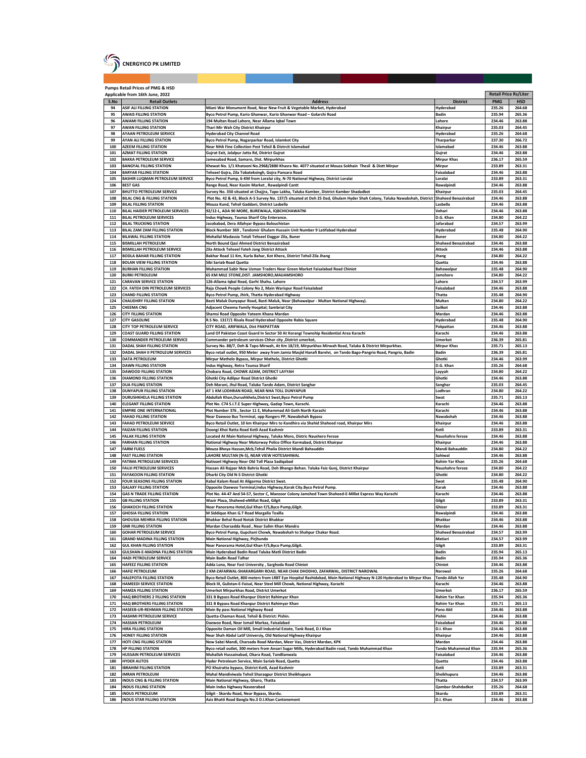CNERGYICO PK LIMITED

Pumps Retail Prices of PMG & HSD
Applicable from 16th June, 2022

| S.No | Retail Outlets | Address | District | Retail Price Rs/Liter | |
|---|---|---|---|---|---|
| | | | | PMG | HSD |
| 94 | ASIF ALI FILLING STATION | Miani War Monument Road, Near New Fruit & Vegetable Market, Hyderabad | Hyderabad | 235.26 | 264.68 |
| 95 | AWAIS FILLING STATION | Byco Petrol Pump, Kario Ghanwar, Kario Ghanwar Road – Golarchi Road | Badin | 235.94 | 265.36 |
| 96 | AWAMI FILLING STATION | 194 Multan Road Lahore, Near Allama Iqbal Town | Lahore | 234.46 | 263.88 |
| 97 | AWAN FILLING STATION | Thari Mir Wah City District Khairpur | Khairpur | 235.03 | 264.45 |
| 98 | AYAAN PETROLEUM SERVICE | Hyderabad City Channel Road | Hyderabad | 235.26 | 264.68 |
| 99 | AYAN ALI FILLING STATION | Byco Petrol Pump, Nagarparkar Road, Islamkot City | Tharparkar | 237.30 | 266.72 |
| 100 | AZEEM FILLING STATION | Near NHA Fine Collection Post Tehsil & Distrcit Islamabad | Islamabad | 234.46 | 263.88 |
| 101 | AZMAT FILLING STATION | Gujrat Exit, Jalalpur Jatta Rd, District Gujrat | Gujrat | 234.46 | 263.88 |
| 102 | BAKKA PETROLEUM SERVICE | Jamesabad Road, Samaro, Dist. Mirpurkhas | Mirpur Khas | 236.17 | 265.59 |
| 103 | BANGYAL FILLING STATION | Khewat No. 1/1 Khatooni No.2968/2880 Khasra No. 4077 situated at Mouza Sokhain Thesil & Distt Mirpur | Mirpur | 233.89 | 263.31 |
| 104 | BARYAR FILLING STATION | Tehseel Gojra, Zila Tobateksingh, Gojra Pansara Road | Faisalabad | 234.46 | 263.88 |
| 105 | BASHIR LUQMAN PETROLEUM SERVICE | Byco Petrol Pump, 6-KM from Loralai city, N-70 National Highway, District Loralai | Loralai | 233.89 | 263.31 |
| 106 | BEST GAS | Range Road, Near Kasim Market , Rawalpindi Cantt | Rawalpindi | 234.46 | 263.88 |
| 107 | BHUTTO PETROLEUM SERVICE | Survey No. 350 situated at Chajjra, Tapo Lakha, Taluka Kamber, District Kamber Shadadkot | Khairpur | 235.03 | 264.45 |
| 108 | BILAL CNG & FILLING STATION | Plot No. 42 & 43, Block A-5 Survey No. 137/5 situated at Deh 25 Dad, Ghulam Hyder Shah Colony, Taluka Nawabshah, District | Shaheed Benazirabad | 234.46 | 263.88 |
| 109 | BILAL FILLING STATION | Mouza Kund, Tehsil Gaddani, District Lasbella | Lasbella | 234.46 | 263.88 |
| 110 | BILAL HAIDER PETROLEUM SERVICES | 92/12-L, ADA 90 MORE, BUREWALA, IQBCHICHAWATNI | Vehari | 234.46 | 263.88 |
| 111 | BILAL PETROLEUM SERVICES | Indus Highway, Taunsa Sharif City Enterance. | D.G. Khan | 234.80 | 264.22 |
| 112 | BILAL TRUCKING STATION | Jacobabad, Dera Allahyar Bypass Balouchistan | Jafarabad | 234.57 | 263.99 |
| 113 | BILAL ZAM ZAM FILLING STATION | Block Number 369 , Tandomir Ghulam Hussain Unit Number 9 Latifabad Hyderabad | Hyderabad | 235.48 | 264.90 |
| 114 | BILAWAL FILLING STATION | Mohallal Madassia Totali Tehseel Daggar Zila, Buner | Buner | 234.80 | 264.22 |
| 115 | BISMILLAH PETROLEUM | North Bound Qazi Ahmed District Benazirabad | Shaheed Benazirabad | 234.46 | 263.88 |
| 116 | BISMILLAH PETROLEUM SERVICE | Zila Attock Tehseel Fateh Jang District Attock | Attock | 234.46 | 263.88 |
| 117 | BODLA BAHAR FILLING STATION | Bakhar Road 11 Km, Kurla Bahar, Kot Khera, District Tehsil Zila Jhang | Jhang | 234.80 | 264.22 |
| 118 | BOLAN VIEW FILLING STATION | Sibi Sariab Road Quetta | Quetta | 234.46 | 263.88 |
| 119 | BURHAN FILLING STATION | Muhammad Sabir New Usman Traders Near Green Market Faisalabad Road Chiniot | Bahawalpur | 235.48 | 264.90 |
| 120 | BURKI PETROLEUM | 65 KM MILE STONE,DIST. JAMSHORO,MAIJAMSHORO | Jamshoro | 234.80 | 264.22 |
| 121 | CARAVAN SERVICE STATION | 126-Allama Iqbal Road, Garhi Shahu. Lahore | Lahore | 234.57 | 263.99 |
| 122 | CH. FATEH DIN PETROLEUM SERVICES | Raja Chowk People Colony No 2, Main Warispur Road Faisalabad | Faisalabad | 234.46 | 263.88 |
| 123 | CHAND FILLING STATION | Byco Petrol Pump, Jhirk, Thatta Hyderabad Highway | Thatta | 235.48 | 264.90 |
| 124 | CHAUDHRY FILLING STATION | Basti Maluk Dunyapur Road, Basti Maluk, Near (Bahawalpur - Multan National Highway). | Multan | 234.80 | 264.22 |
| 125 | CHEEMA CNG | Adjacent Cheema Family Hospital; Sambrial City | Sailkot | 234.46 | 263.88 |
| 126 | CITY FILLING STATION | Shamsi Road Opposite Yateem Khana Mardan | Mardan | 234.46 | 263.88 |
| 127 | CITY GASOLINE | R.S No. 1317/1 Risala Road Hyderabad Opposite Rabia Square | Hyderabad | 235.48 | 264.90 |
| 128 | CITY TOP PETROLEUM SERVICE | CITY ROAD, ARIFWALA, Dist PAKPATTAN | Pakpattan | 234.46 | 263.88 |
| 129 | COAST GUARD FILLING STATION | Land Of Pakistan Coast Guard In Sector 50 At Korangi Township Residential Area Karachi | Karachi | 234.46 | 263.88 |
| 130 | COMMANDER PETROLEUM SERVICE | Commander petroleum services Chhor city ,District umerkot, | Umerkot | 236.39 | 265.81 |
| 131 | DADAL SHAH FILLING STATION | Survey No. 88/7, Deh & Tapo Mirwah, At Km 18/19, Mirpurkhas Mirwah Road, Taluka & District Mirpurkhas. | Mirpur Khas | 235.71 | 265.13 |
| 132 | DADAL SHAH II PETROLEUM SERVICES | Byco retail outlet, 950 Meter away from Jamia Masjid Hanafi Barelvi, on Tando Bago-Pangrio Road, Pangrio, Badin | Badin | 236.39 | 265.81 |
| 133 | DATA PETROLEUM | Mirpur Mathelo Bypass, Mirpur Mathelo, District Ghotki | Ghotki | 234.46 | 263.99 |
| 134 | DAWN FILLING STATION | Indus Highway, Retra Taunsa Sharif | D.G. Khan | 235.26 | 264.68 |
| 135 | DAWOOD FILLING STATION | Chobara Road, CHOWK AZAM, DISTRICT LAYYAH | Layyah | 234.80 | 264.22 |
| 136 | DIAMOND FILLING STATION | Ghotki City Adilpur Road District Ghotki | Ghotki | 234.46 | 263.88 |
| 137 | DUA FILLING STATION | Deh Marani, Jhol Road, Taluka Tando Adam, District Sanghar | Sanghar | 235.03 | 264.45 |
| 138 | DUNYAPUR FILLING STATION | AT 1 KM LODHRAN ROAD, NEAR NHA TOLL DUNYAPUR | Lodhran | 234.80 | 264.22 |
| 139 | DURUSHKHELA FILLING STATION | Abdullah Khan,Durushkhela,District Swat,Byco Petrol Pump | Swat | 235.71 | 265.13 |
| 140 | ELEGANT FILLING STATION | Plot No. C74 S.I.T.E Super Highway, Gadap Town, Karachi. | Karachi | 234.46 | 263.88 |
| 141 | EMPIRE ONE INTERNATIONAL | Plot Number 376 , Sector 11 E, Mohammad Ali Goth North Karachi | Karachi | 234.46 | 263.88 |
| 142 | FAHAD FILLING STATION | Near Daewoo Bus Terminal, opp Rangers PP, Nawabshah Bypass | Nawabshah | 234.46 | 263.88 |
| 143 | FAHAD PETROLEUM SERVICE | Byco Retail Outlet, 10 km Khairpur Mirs to Kandhira via Shahid Shaheed road, Khairpur Mirs | Khairpur | 234.46 | 263.88 |
| 144 | FAIZAN FILLING STATION | Doongi Khoi Ratta Road Kotli Azad Kashmir | Kotli | 233.89 | 263.31 |
| 145 | FALAK FILLING STATION | Located At Main National Highway, Taluka Moro, Distric Naushero Feroze | Naushahro feroze | 234.46 | 263.88 |
| 146 | FARHAN FILLING STATION | National Highway Near Motorway Police Office Karmabad, District Khairpur | Khairpur | 234.46 | 263.88 |
| 147 | FARM FUELS | Mouza Bhoya Hassan,Mcb,Tehsil Phalia District Mandi Bahauddin | Mandi Bahauddin | 234.80 | 264.22 |
| 148 | FAST FILLING STATION | LAHORE MULTAN (N-5), NEAR VIEW HOTESAHIWAL | Sahiwal | 234.46 | 263.88 |
| 149 | FATIMA PETROLEUM SERVICES | Natioanl Highway Near Old Toll Plaza Sadiqabad | Rahim Yar Khan | 235.26 | 264.68 |
| 150 | FAUJI PETROLEUM SERVICES | Hassan Ali Rajpar Mcb Bahria Road, Deh Bhango Behan. Taluka Faiz Gunj, District Khairpur | Naushahro feroze | 234.80 | 264.22 |
| 151 | FAYAKOON FILLING STATION | Dharki City Old N-5 District Ghotki | Ghotki | 234.80 | 264.22 |
| 152 | FOUR SEASONS FILLING STATION | Kabal Kalam Road At Aligarma District Swat. | Swat | 235.48 | 264.90 |
| 153 | GALAXY FILLING STATION | Opposite Daewoo Terminal,Indus Highway,Karak City.Byco Petrol Pump. | Karak | 234.46 | 263.88 |
| 154 | GAS N TRADE FILLING STATION | Plot No. 44-47 And 54-57, Sector C, Manzoor Colony Jamshed Town Shaheed-E-Millat Express Way Karachi | Karachi | 234.46 | 263.88 |
| 155 | GB FILLING STATION | Wazir Plaza, Shaheed-eMillat Road, Gilgit | Gilgit | 233.89 | 263.31 |
| 156 | GHAKOCH FILLING STATION | Near Panorama Hotel,Gul Khan F/S,Byco Pump,Gilgit. | Ghizer | 233.89 | 263.31 |
| 157 | GHOSIA FILLING STATION | M Siddique Khan G.T Road Margalla Texilla | Rawalpindi | 234.46 | 263.88 |
| 158 | GHOUSIA MEHRIA FILLING STATION | Bhakkar Behal Road Notak District Bhakkar | Bhakkar | 234.46 | 263.88 |
| 159 | GNR FILLING STATION | Mardan Charsadda Road , Near Salim Khan Mandra | Mardan | 234.46 | 263.88 |
| 160 | GOHAR PETROLEUM SERVICE | Byco Petrol Pump, Gupchani Chowk, Nawabshah to Shahpur Chakar Road. | Shaheed Benazirabad | 234.57 | 263.99 |
| 161 | GRAND MADINA FILLING STATION | Main National Highway, Pirjhundo | Matiari | 234.57 | 263.99 |
| 162 | GUL KHAN FILLING STATION | Near Panorama Hotel,Gul Khan F/S,Byco Pump,Gilgit. | Gilgit | 233.89 | 263.31 |
| 163 | GULSHAN-E-MADINA FILLING STATION | Main Hyderabad Badin Road Taluka Matli District Badin | Badin | 235.94 | 265.13 |
| 164 | HADI PETROLEUM SERVICE | Main Badin Road Talhar | Badin | 235.94 | 265.36 |
| 165 | HAFEEZ FILLING STATION | Adda Lona, Near Fast University , Sarghoda Road Chiniot | Chiniot | 234.46 | 263.88 |
| 166 | HAFIZ PETROLEUM | 2 KM-ZAFARWAL-SHAKARGARH ROAD, NEAR CHAK DHODHO, ZAFARWAL, DISTRICT NAROWAL | Narowal | 235.26 | 264.68 |
| 167 | HALEPOTA FILLING STATION | Byco Retail Outlet, 800 meters from LRBT Eye Hospital Rashidabad, Main National Highway N-120 Hyderabad to Mirpur Khas | Tando Allah Yar | 235.48 | 264.90 |
| 168 | HAMEEDI SERVICE STATION | Block III, Gulistan-E-Faisal, Near Steel Mill Chowk, National Highway, Karachi | Karachi | 234.46 | 263.88 |
| 169 | HAMZA FILLING STATION | Umerkot Mirpurkhas Road, District Umerkot | Umerkot | 236.17 | 265.59 |
| 170 | HAQ BROTHERS 2 FILLING STATION | 331 B Bypass Road Khanpur District Rahimyar Khan | Rahim Yar Khan | 235.94 | 265.36 |
| 171 | HAQ BROTHERS FILLING STATION | 331 B Bypass Road Khanpur District Rahimyar Khan | Rahim Yar Khan | 235.71 | 265.13 |
| 172 | HASEEB-UR-REHMAN FILLING STATION | Main By pass National Highway Road | Pano Akil | 234.46 | 263.88 |
| 173 | HASHMI PETROLEUM SERVICE | Quetta-Chaman Road, Tehsil & District: Pishin. | Pishin | 234.46 | 263.88 |
| 174 | HASSAN PETROLEUM | Daewoo Road, Near Ismail Markaz, Faisalabad | Faisalabad | 234.46 | 263.88 |
| 175 | HIRA FILLING STATION | Opposite Daman Oil Mill, Small Industrial Estate, Tank Road, D.I Khan | D.I. Khan | 234.46 | 263.88 |
| 176 | HONEY FILLING STATION | Near Shah Abdul Latif Universiy, Old National Highway Khairpur | Khairpur | 234.46 | 263.88 |
| 177 | HOTI CNG FILLING STATION | New Sabzi Mandi, Charsada Road Mardan, Meer Vas, District Mardan, KPK | Mardan | 234.46 | 263.88 |
| 178 | HP FILLING STATION | Byco retail outlet, 300 meters from Ansari Sugar Mills, Hyderabad Badin road, Tando Muhammad Khan | Tando Muhammad Khan | 235.94 | 265.36 |
| 179 | HUSSAIN PETROLEUM SERVICES | Muhallah Hussainabad, Okara Road, Tandlianwala | Faisalabad | 234.46 | 263.88 |
| 180 | HYDER AUTOS | Hyder Petroleum Service, Main Sariab Road, Quetta | Quetta | 234.46 | 263.88 |
| 181 | IBRAHIM FILLING STATION | PO Khuiratta bypass, District Kotli, Azad Kashmir | Kotli | 233.89 | 263.31 |
| 182 | IMRAN PETROLEUM | Mahal Mandiviwala Tehsil Sharaqpur District Sheikhupura | Sheikhupura | 234.46 | 263.88 |
| 183 | INDUS CNG & FILLING STATION | Main National Highway, Gharo, Thatta | Thatta | 234.57 | 263.99 |
| 184 | INDUS FILLING STATION | Main Indus highway Naseerabad | Qambar-Shahdadkot | 235.26 | 264.68 |
| 185 | INDUS PETROLEUM | Gilgit - Skardu Road, Near Bypass, Skardu. | Skardu | 233.89 | 263.31 |
| 186 | INDUS STAR FILLING STATION | Aziz Bhatti Road Bangla No.3 D.I.Khan Cantonement | D.I. Khan | 234.46 | 263.88 |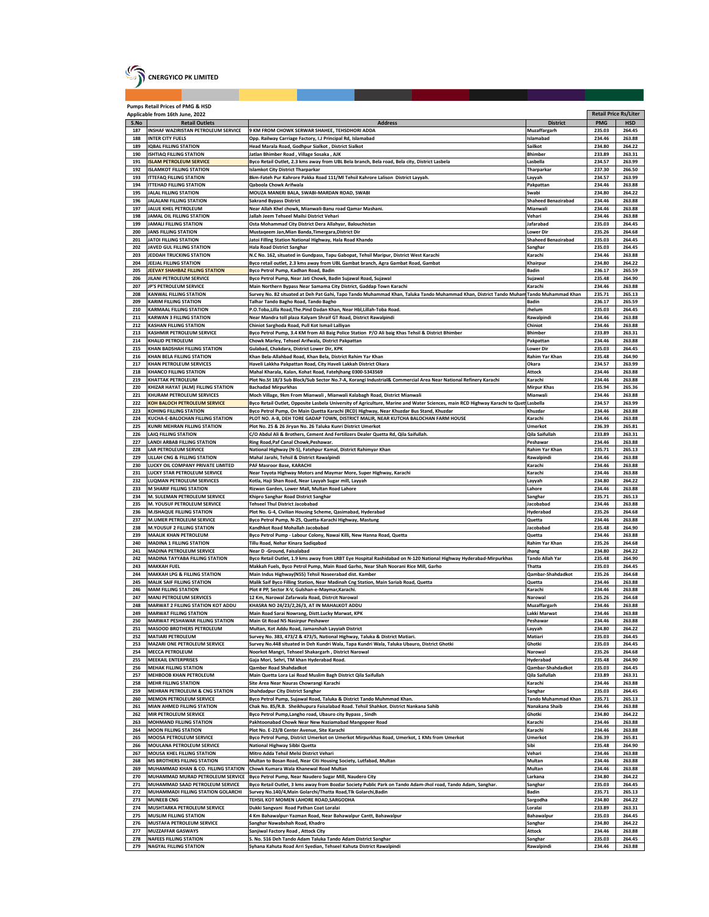CNERGYICO PK LIMITED

Pumps Retail Prices of PMG & HSD

Applicable from 16th June, 2022

| S.No | Retail Outlets | Address | District | Retail Price Rs/Liter | |
|---|---|---|---|---|---|
| | | | | PMG | HSD |
| 187 | INSHAF WAZIRISTAN PETROLEUM SERVICE | 9 KM FROM CHOWK SERWAR SHAHEE, TEHSDHORI ADDA | Muzaffargarh | 235.03 | 264.45 |
| 188 | INTER CITY FUELS | Opp. Railway Carriage Factory, I.J Principal Rd, Islamabad | Islamabad | 234.46 | 263.88 |
| 189 | IQBAL FILLING STATION | Head Marala Road, Godhpur Sialkot , District Sialkot | Sailkot | 234.80 | 264.22 |
| 190 | ISHTIAQ FILLING STATION | Jatlan Bhimber Road , Village Sosaka , AJK | Bhimber | 233.89 | 263.31 |
| 191 | ISLAM PETROLEUM SERVICE | Byco Retail Outlet, 2.3 kms away from UBL Bela branch, Bela road, Bela city, District Lasbela | Lasbella | 234.57 | 263.99 |
| 192 | ISLAMKOT FILLING STATION | Islamkot City District Tharparkar | Tharparkar | 237.30 | 266.50 |
| 193 | ITTEFAQ FILLING STATION | 8km-Fateh Pur Kahrore Pakka Road 111/Ml Tehsil Kahrore Lalison District Layyah. | Layyah | 234.57 | 263.99 |
| 194 | ITTEHAD FILLING STATION | Qaboola Chowk Arifwala | Pakpattan | 234.46 | 263.88 |
| 195 | JALAL FILLING STATION | MOUZA MANERI BALA, SWABI-MARDAN ROAD, SWABI | Swabi | 234.80 | 264.22 |
| 196 | JALALANI FILLING STATION | Sakrand Bypass District | Shaheed Benazirabad | 234.46 | 263.88 |
| 197 | JALUE KHEL PETROLEUM | Near Allah Khel chowk, Mianwali-Banu road Qamar Mashani. | Mianwali | 234.46 | 263.88 |
| 198 | JAMAL OIL FILLING STATION | Jallah Jeem Tehseel Mailsi District Vehari | Vehari | 234.46 | 263.88 |
| 199 | JAMALI FILLING STATION | Osta Mohammad City District Dera Allahyar, Balouchistan | Jafarabad | 235.03 | 264.45 |
| 200 | JANS FILLING STATION | Mustaqeem Jan,Mian Banda,Timergara,District Dir | Lower Dir | 235.26 | 264.68 |
| 201 | JATOI FILLING STATION | Jatoi Filling Station National Highway, Hala Road Khando | Shaheed Benazirabad | 235.03 | 264.45 |
| 202 | JAVED GUL FILLING STATION | Hala Road District Sanghar | Sanghar | 235.03 | 264.45 |
| 203 | JEDDAH TRUCKING STATION | N.C No. 162, situated in Gundpass, Tapu Gabopat, Tehsil Maripur, District West Karachi | Karachi | 234.46 | 263.88 |
| 204 | JEEJAL FILLING STATION | Byco retail outlet, 2.3 kms away from UBL Gambat branch, Agra Gambat Road, Gambat | Khairpur | 234.80 | 264.22 |
| 205 | JEEVAY SHAHBAZ FILLING STATION | Byco Petrol Pump, Kadhan Road, Badin | Badin | 236.17 | 265.59 |
| 206 | JILANI PETROLEUM SERVICE | Byco Petrol Pump, Near Jati Chowk, Badin Sujawal Road, Sujawal | Sujawal | 235.48 | 264.90 |
| 207 | JP'S PETROLEUM SERVICE | Main Northern Bypass Near Samama City District, Gaddap Town Karachi | Karachi | 234.46 | 263.88 |
| 208 | KANWAL FILLING STATION | Survey No. 82 situated at Deh Pat Gahi, Tapo Tando Muhammad Khan, Taluka Tando Muhammad Khan, District Tando Muham | Tando Muhammad Khan | 235.71 | 265.13 |
| 209 | KARIM FILLING STATION | Talhar Tando Bagho Road, Tando Bagho | Badin | 236.17 | 265.59 |
| 210 | KARMAAL FILLING STATION | P.O.Toba,Lilla Road,The.Pind Dadan Khan, Near Hbl,Lillah-Toba Road. | Jhelum | 235.03 | 264.45 |
| 211 | KARWAN 3 FILLING STATION | Near Mandra toll plaza Kalyam Shraif GT Road, District Rawalpindi | Rawalpindi | 234.46 | 263.88 |
| 212 | KASHAN FILLING STATION | Chiniot Sarghoda Road, Pull Kot Ismail Lalliyan | Chiniot | 234.46 | 263.88 |
| 213 | KASHMIR PETROLEUM SERVICE | Byco Petrol Pump, 3.4 KM from Ali Baig Police Station P/O Ali baig Khas Tehsil & District Bhimber | Bhimber | 233.89 | 263.31 |
| 214 | KHALID PETROLEUM | Chowk Marley, Tehseel Arifwala, District Pakpattan | Pakpattan | 234.46 | 263.88 |
| 215 | KHAN BADSHAH FILLING STATION | Gulabad, Chakdara, District Lower Dir, KPK | Lower Dir | 235.03 | 264.45 |
| 216 | KHAN BELA FILLING STATION | Khan Bela-Allahbad Road, Khan Bela, District Rahim Yar Khan | Rahim Yar Khan | 235.48 | 264.90 |
| 217 | KHAN PETROLEUM SERVICES | Haveli Lakkha Pakpattan Road, City Haveli Lakkah District Okara | Okara | 234.57 | 263.99 |
| 218 | KHANCO FILLING STATION | Mahal Kharala, Kalan, Kohat Road, Fatehjhang 0300-5343569 | Attock | 234.46 | 263.88 |
| 219 | KHATTAK PETROLEUM | Plot No.St 18/3 Sub Block/Sub Sector No.7-A, Korangi Industrial& Commercial Area Near National Refinery Karachi | Karachi | 234.46 | 263.88 |
| 220 | KHIZAR HAYAT (ALM) FILLING STATION | Bachadad Mirpurkhas | Mirpur Khas | 235.94 | 265.36 |
| 221 | KHURAM PETROLEUM SERVICES | Moch Village, 9km From Mianwali , Mianwali Kalabagh Road, District Mianwali | Mianwali | 234.46 | 263.88 |
| 222 | KOH BALOCH PETROLEUM SERVICE | Byco Retail Outlet, Opposite Lasbela University of Agriculture, Marine and Water Sciences, main RCD Highway Karachi to Quett | Lasbella | 234.57 | 263.99 |
| 223 | KOHING FILLING STATION | Byco Petrol Pump, On Main Quetta Karachi (RCD) Highway, Near Khuzdar Bus Stand, Khuzdar | Khuzdar | 234.46 | 263.88 |
| 224 | KUCHA-E-BALOCHAN FILLING STATION | PLOT NO. A-8, DEH TORE GADAP TOWN, DISTRICT MALIR, NEAR KUTCHA BALOCHAN FARM HOUSE | Karachi | 234.46 | 263.88 |
| 225 | KUNRI MEHRAN FILLING STATION | Plot No. 25 & 26 Jiryan No. 26 Taluka Kunri District Umerkot | Umerkot | 236.39 | 265.81 |
| 226 | LAIQ FILLING STATION | C/O Abdul Ali & Brothers, Cement And Fertilizers Dealer Quetta Rd, Qila Saifullah. | Qila Saifullah | 233.89 | 263.31 |
| 227 | LANDI ARBAB FILLING STATION | Ring Road,Paf Canal Chowk,Peshawar. | Peshawar | 234.46 | 263.88 |
| 228 | LAR PETROLEUM SERVICE | National Highway (N-5), Fatehpur Kamal, District Rahimyar Khan | Rahim Yar Khan | 235.71 | 265.13 |
| 229 | LILLAH CNG & FILLING STATION | Mahal Jarahi, Tehsil & District Rawalpindi | Rawalpindi | 234.46 | 263.88 |
| 230 | LUCKY OIL COMPANY PRIVATE LIMITED | PAF Masroor Base, KARACHI | Karachi | 234.46 | 263.88 |
| 231 | LUCKY STAR PETROLEUM SERVICE | Near Toyota Highway Motors and Maymar More, Super Highway, Karachi | Karachi | 234.46 | 263.88 |
| 232 | LUQMAN PETROLEUM SERVICES | Kotla, Haji Shan Road, Near Layyah Sugar mill, Layyah | Layyah | 234.80 | 264.22 |
| 233 | M SHARIF FILLING STATION | Rizwan Garden, Lower Mall, Multan Road Lahore | Lahore | 234.46 | 263.88 |
| 234 | M. SULEMAN PETROLEUM SERVICE | Khipro Sanghar Road District Sanghar | Sanghar | 235.71 | 265.13 |
| 235 | M. YOUSUF PETROLEUM SERVICE | Tehseel Thul District Jacobabad | Jacobabad | 234.46 | 263.88 |
| 236 | M.ISHAQUE FILLING STATION | Plot No. G-4, Civilian Housing Scheme, Qasimabad, Hyderabad | Hyderabad | 235.26 | 264.68 |
| 237 | M.UMER PETROLEUM SERVICE | Byco Petrol Pump, N-25, Quetta-Karachi Highway, Mastung | Quetta | 234.46 | 263.88 |
| 238 | M.YOUSUF 2 FILLING STATION | Kandhkot Road Mohallah Jacobabad | Jacobabad | 235.48 | 264.90 |
| 239 | MAALIK KHAN PETROLEUM | Byco Petrol Pump - Labour Colony, Nawai Killi, New Hanna Road, Quetta | Quetta | 234.46 | 263.88 |
| 240 | MADINA 1 FILLING STATION | Tillu Road, Nehar Kinara Sadiqabad | Rahim Yar Khan | 235.26 | 264.68 |
| 241 | MADINA PETROLEUM SERVICE | Near D -Ground, Faisalabad | Jhang | 234.80 | 264.22 |
| 242 | MADINA TAYYABA FILLING STATION | Byco Retail Outlet, 1.9 kms away from LRBT Eye Hospital Rashidabad on N-120 National Highway Hyderabad-Mirpurkhas | Tando Allah Yar | 235.48 | 264.90 |
| 243 | MAKKAH FUEL | Makkah Fuels, Byco Petrol Pump, Main Road Garho, Near Shah Noorani Rice Mill, Garho | Thatta | 235.03 | 264.45 |
| 244 | MAKKAH LPG & FILLING STATION | Main Indus Highway(N55) Tehsil Naseerabad dist. Kamber | Qambar-Shahdadkot | 235.26 | 264.68 |
| 245 | MALIK SAIF FILLING STATION | Malik Saif Byco Filling Station, Near Madinah Cng Station, Main Sariab Road, Quetta | Quetta | 234.46 | 263.88 |
| 246 | MAM FILLING STATION | Plot # PP, Sector X-V, Gulshan-e-Maymar,Karachi. | Karachi | 234.46 | 263.88 |
| 247 | MANJ PETROLEUM SERVICES | 12 Km, Narowal Zafarwala Road, Distrcit Narowal | Narowal | 235.26 | 264.68 |
| 248 | MARWAT 2 FILLING STATION KOT ADDU | KHASRA NO 24/23/2,26/3, AT IN MAHALKOT ADDU | Muzaffargarh | 234.46 | 263.88 |
| 249 | MARWAT FILLING STATION | Main Road Sarai Nowrang, Distt.Lucky Marwat, KPK | Lakki Marwat | 234.46 | 263.88 |
| 250 | MARWAT PESHAWAR FILLING STATION | Main Gt Road N5 Nasirpur Peshawer | Peshawar | 234.46 | 263.88 |
| 251 | MASOOD BROTHERS PETROLEUM | Multan, Kot Addu Road, Jamanshah Layyiah District | Layyah | 234.80 | 264.22 |
| 252 | MATIARI PETROLEUM | Survey No. 383, 473/2 & 473/5, National Highway, Taluka & District Matiari. | Matiari | 235.03 | 264.45 |
| 253 | MAZARI ONE PETROLEUM SERVICE | Survey No.448 situated in Deh Kundri Wala, Tapa Kundri Wala, Taluka Ubauro, District Ghotki | Ghotki | 235.03 | 264.45 |
| 254 | MECCA PETROLEUM | Noorkot Mangri, Tehseel Shakargarh , District Narowal | Narowal | 235.26 | 264.68 |
| 255 | MEEKAIL ENTERPRISES | Gaja Mori, Sehri, TM khan Hyderabad Road. | Hyderabad | 235.48 | 264.90 |
| 256 | MEHAK FILLING STATION | Qamber Road Shahdadkot | Qambar-Shahdadkot | 235.03 | 264.45 |
| 257 | MEHBOOB KHAN PETROLEUM | Main Quetta Lora Lai Road Muslim Bagh District Qila Saifullah | Qila Saifullah | 233.89 | 263.31 |
| 258 | MEHR FILLING STATION | Site Area Near Nauras Chowrangi Karachi | Karachi | 234.46 | 263.88 |
| 259 | MEHRAN PETROLEUM & CNG STATION | Shahdadpur City District Sanghar | Sanghar | 235.03 | 264.45 |
| 260 | MEMON PETROLEUM SERVICE | Byco Petrol Pump, Sujawal Road, Taluka & District Tando Muhmmad Khan. | Tando Muhammad Khan | 235.71 | 265.13 |
| 261 | MIAN AHMED FILLING STATION | Chak No. 85/R.B. Sheikhupura Faisalabad Road. Tehsil Shahkot. District Nankana Sahib | Nanakana Shaib | 234.46 | 263.88 |
| 262 | MIR PETROLEUM SERVICE | Byco Petrol Pump,Langho road, Ubauro city Bypass , Sindh | Ghotki | 234.80 | 264.22 |
| 263 | MOHMAND FILLING STATION | Pakhtoonabad Chowk Near New Naziamabad Mangopeer Road | Karachi | 234.46 | 263.88 |
| 264 | MOON FILLING STATION | Plot No. E-23/B Center Avenue, Site Karachi | Karachi | 234.46 | 263.88 |
| 265 | MOOSA PETROLEUM SERVICE | Byco Petrol Pump, District Umerkot on Umerkot Mirpurkhas Road, Umerkot, 1 KMs from Umerkot | Umerkot | 236.39 | 265.81 |
| 266 | MOULANA PETROLEUM SERVICE | National Highway Sibbi Quetta | Sibi | 235.48 | 264.90 |
| 267 | MOUSA KHEL FILLING STATION | Mitro Adda Tehsil Melsi District Vehari | Vehari | 234.46 | 263.88 |
| 268 | MS BROTHERS FILLING STATION | Multan to Bosan Road, Near Citi Housing Society, Lutfabad, Multan | Multan | 234.46 | 263.88 |
| 269 | MUHAMMAD KHAN & CO. FILLING STATION | Chowk Kumara Wala Khanewal Road Multan | Multan | 234.46 | 263.88 |
| 270 | MUHAMMAD MURAD PETROLEUM SERVICE | Byco Petrol Pump, Near Naudero Sugar Mill, Naudero City | Larkana | 234.80 | 264.22 |
| 271 | MUHAMMAD SAAD PETROLEUM SERVICE | Byco Retail Outlet, 3 kms away from Bozdar Society Public Park on Tando Adam-Jhol road, Tando Adam, Sanghar. | Sanghar | 235.03 | 264.45 |
| 272 | MUHAMMADI FILLING STATION GOLARCHI | Survey No.140/4,Main Golarchi/Thatta Road,Tlk Golarchi,Badin | Badin | 235.71 | 265.13 |
| 273 | MUNEEB CNG | TEHSIL KOT MOMEN LAHORE ROAD,SARGODHA | Sargodha | 234.80 | 264.22 |
| 274 | MUSHTARKA PETROLEUM SERVICE | Dukki Sangvani Road Pathan Coat Loralai | Loralai | 233.89 | 263.31 |
| 275 | MUSLIM FILLING STATION | 4 Km Bahawalpur-Yazman Road, Near Bahawalpur Cantt, Bahawalpur | Bahawalpur | 235.03 | 264.45 |
| 276 | MUSTAFA PETROLEUM SERVICE | Sanghar Nawabshah Road, Khadro | Sanghar | 234.80 | 264.22 |
| 277 | MUZZAFFAR GASWAYS | Sanjiwal Factory Road , Attock City | Attock | 234.46 | 263.88 |
| 278 | NAFEES FILLING STATION | S. No. 516 Deh Tando Adam Taluka Tando Adam District Sanghar | Sanghar | 235.03 | 264.45 |
| 279 | NAGYAL FILLING STATION | Syhana Kahuta Road Arri Syedian, Tehseel Kahuta District Rawalpindi | Rawalpindi | 234.46 | 263.88 |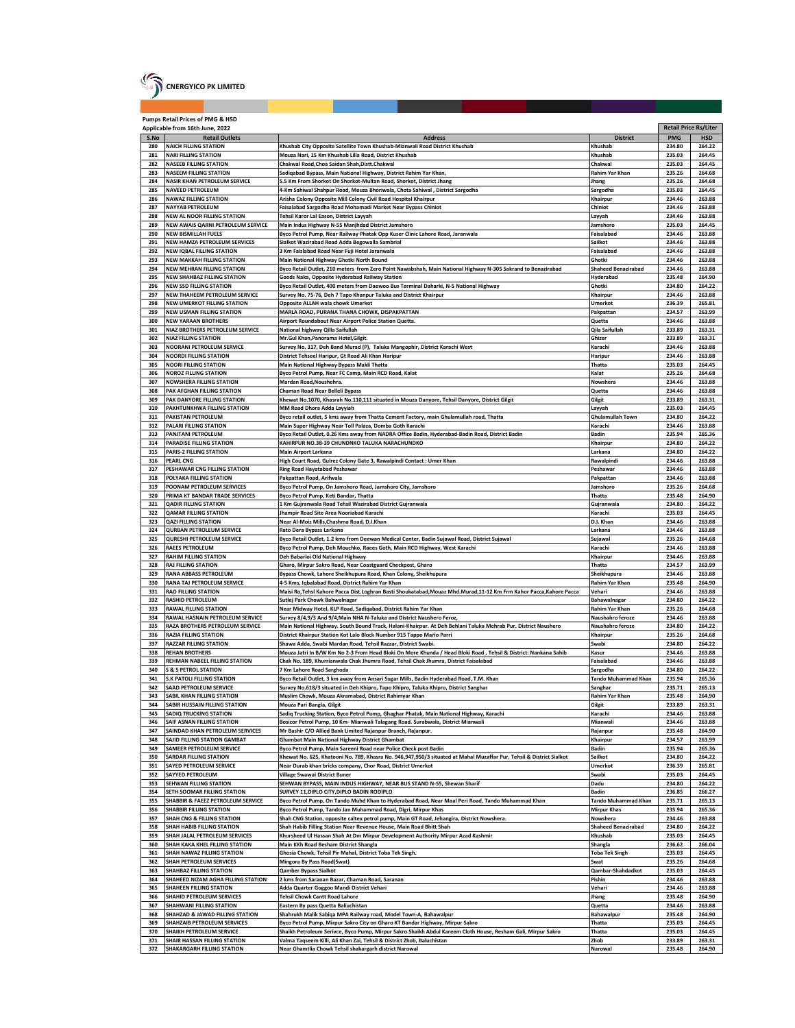CNERGYICO PK LIMITED

Pumps Retail Prices of PMG & HSD
Applicable from 16th June, 2022

| S.No | Retail Outlets | Address | District | Retail Price Rs/Liter PMG | HSD |
|---|---|---|---|---|---|
| 280 | NAICH FILLING STATION | Khushab City Opposite Satellite Town Khushab-Mianwali Road District Khushab | Khushab | 234.80 | 264.22 |
| 281 | NARI FILLING STATION | Mouza Nari, 15 Km Khushab Lilla Road, District Khushab | Khushab | 235.03 | 264.45 |
| 282 | NASEEB FILLING STATION | Chakwal Road,Choa Saidan Shah,Distt.Chakwal | Chakwal | 235.03 | 264.45 |
| 283 | NASEEM FILLING STATION | Sadiqabad Bypass, Main National Highway, District Rahim Yar Khan, | Rahim Yar Khan | 235.26 | 264.68 |
| 284 | NASIR KHAN PETROLEUM SERVICE | 5.5 Km From Shorkot On Shorkot-Multan Road, Shorkot, District Jhang | Jhang | 235.26 | 264.68 |
| 285 | NAVEED PETROLEUM | 4-Km Sahiwal Shahpur Road, Mouza Bhoriwala, Chota Sahiwal , District Sargodha | Sargodha | 235.03 | 264.45 |
| 286 | NAWAZ FILLING STATION | Arisha Colony Opposite Mill Colony Civil Road Hospital Khairpur | Khairpur | 234.46 | 263.88 |
| 287 | NAYYAB PETROLEUM | Faisalabad Sargodha Road Mohamadi Market Near Bypass Chiniot | Chiniot | 234.46 | 263.88 |
| 288 | NEW AL NOOR FILLING STATION | Tehsil Karor Lal Eason, District Layyah | Layyah | 234.46 | 263.88 |
| 289 | NEW AWAIS QARNI PETROLEUM SERVICE | Main Indus Highway N-55 Manjhdad District Jamshoro | Jamshoro | 235.03 | 264.45 |
| 290 | NEW BISMILLAH FUELS | Byco Petrol Pump, Near Railway Phatak Opp Kuser Clinic Lahore Road, Jaranwala | Faisalabad | 234.46 | 263.88 |
| 291 | NEW HAMZA PETROLEUM SERVICES | Sialkot Wazirabad Road Adda Begowalla Sambrial | Sailkot | 234.46 | 263.88 |
| 292 | NEW IQBAL FILLING STATION | 3 Km Faislabad Road Near Fuji Hotel Jaranwala | Faisalabad | 234.46 | 263.88 |
| 293 | NEW MAKKAH FILLING STATION | Main National Highway Ghotki North Bound | Ghotki | 234.46 | 263.88 |
| 294 | NEW MEHRAN FILLING STATION | Byco Retail Outlet, 210 meters from Zero Point Nawabshah, Main National Highway N-305 Sakrand to Benazirabad | Shaheed Benazirabad | 234.46 | 263.88 |
| 295 | NEW SHAHBAZ FILLING STATION | Goods Naka, Opposite Hyderabad Railway Station | Hyderabad | 235.48 | 264.90 |
| 296 | NEW SSD FILLING STATION | Byco Retail Outlet, 400 meters from Daewoo Bus Terminal Daharki, N-5 National Highway | Ghotki | 234.80 | 264.22 |
| 297 | NEW THAHEEM PETROLEUM SERVICE | Survey No. 75-76, Deh 7 Tapo Khanpur Taluka and District Khairpur | Khairpur | 234.46 | 263.88 |
| 298 | NEW UMERKOT FILLING STATION | Opposite ALLAH wala chowk Umerkot | Umerkot | 236.39 | 265.81 |
| 299 | NEW USMAN FILLING STATION | MARLA ROAD, PURANA THANA CHOWK, DISPAKPATTAN | Pakpattan | 234.57 | 263.99 |
| 300 | NEW YARAAN BROTHERS | Airport Roundabout Near Airport Police Station Quetta. | Quetta | 234.46 | 263.88 |
| 301 | NIAZ BROTHERS PETROLEUM SERVICE | National highway Qilla Saifullah | Qila Saifullah | 233.89 | 263.31 |
| 302 | NIAZ FILLING STATION | Mr.Gul Khan,Panorama Hotel,Gilgit. | Ghizer | 233.89 | 263.31 |
| 303 | NOORANI PETROLEUM SERVICE | Survey No. 317, Deh Band Murad (P), Taluka Mangophir, District Karachi West | Karachi | 234.46 | 263.88 |
| 304 | NOORDI FILLING STATION | District Tehseel Haripur, Gt Road Ali Khan Haripur | Haripur | 234.46 | 263.88 |
| 305 | NOORI FILLING STATION | Main National Highway Bypass Makli Thatta | Thatta | 235.03 | 264.45 |
| 306 | NOROZ FILLING STATION | Byco Petrol Pump, Near FC Camp, Main RCD Road, Kalat | Kalat | 235.26 | 264.68 |
| 307 | NOWSHERA FILLING STATION | Mardan Road,Noushehra. | Nowshera | 234.46 | 263.88 |
| 308 | PAK AFGHAN FILLING STATION | Chaman Road Near Belleli Bypass | Quetta | 234.46 | 263.88 |
| 309 | PAK DANYORE FILLING STATION | Khewat No.1070, Khasrah No.110,111 situated in Mouza Danyore, Tehsil Danyore, District Gilgit | Gilgit | 233.89 | 263.31 |
| 310 | PAKHTUNKHWA FILLING STATION | MM Road Dhora Adda Layyiah | Layyah | 235.03 | 264.45 |
| 311 | PAKISTAN PETROLEUM | Byco retail outlet, 5 kms away from Thatta Cement Factory, main Ghulamullah road, Thatta | Ghulamullah Town | 234.80 | 264.22 |
| 312 | PALARI FILLING STATION | Main Super Highway Near Toll Palaza, Domba Goth Karachi | Karachi | 234.46 | 263.88 |
| 313 | PANJTANI PETROLEUM | Byco Retail Outlet, 0.26 Kms away from NADRA Office Badin, Hyderabad-Badin Road, District Badin | Badin | 235.94 | 265.36 |
| 314 | PARADISE FILLING STATION | KAHIRPUR NO.38-39 CHUNDNKO TALUKA NARACHUNDKO | Khairpur | 234.80 | 264.22 |
| 315 | PARIS-2 FILLING STATION | Main Airport Larkana | Larkana | 234.80 | 264.22 |
| 316 | PEARL CNG | High Court Road, Gulrez Colony Gate 3, Rawalpindi Contact : Umer Khan | Rawalpindi | 234.46 | 263.88 |
| 317 | PESHAWAR CNG FILLING STATION | Ring Road Hayatabad Peshawar | Peshawar | 234.46 | 263.88 |
| 318 | POLYAKA FILLING STATION | Pakpattan Road, Arifwala | Pakpattan | 234.46 | 263.88 |
| 319 | POONAM PETROLEUM SERVICES | Byco Petrol Pump, On Jamshoro Road, Jamshoro City, Jamshoro | Jamshoro | 235.26 | 264.68 |
| 320 | PRIMA KT BANDAR TRADE SERVICES | Byco Petrol Pump, Keti Bandar, Thatta | Thatta | 235.48 | 264.90 |
| 321 | QADIR FILLING STATION | 1 Km Gujranwala Road Tehsil Wazirabad District Gujranwala | Gujranwala | 234.80 | 264.22 |
| 322 | QAMAR FILLING STATION | Jhampir Road Site Area Nooriabad Karachi | Karachi | 235.03 | 264.45 |
| 323 | QAZI FILLING STATION | Near Al-Moiz Mills,Chashma Road, D.I.Khan | D.I. Khan | 234.46 | 263.88 |
| 324 | QURBAN PETROLEUM SERVICE | Rato Dera Bypass Larkana | Larkana | 234.46 | 263.88 |
| 325 | QURESHI PETROLEUM SERVICE | Byco Retail Outlet, 1.2 kms from Deewan Medical Center, Badin Sujawal Road, District Sujawal | Sujawal | 235.26 | 264.68 |
| 326 | RAEES PETROLEUM | Byco Petrol Pump, Deh Mouchko, Raees Goth, Main RCD Highway, West Karachi | Karachi | 234.46 | 263.88 |
| 327 | RAHIM FILLING STATION | Deh Babarloi Old National Highway | Khairpur | 234.46 | 263.88 |
| 328 | RAJ FILLING STATION | Gharo, Mirpur Sakro Road, Near Coastguard Checkpost, Gharo | Thatta | 234.57 | 263.99 |
| 329 | RANA ABBASS PETROLEUM | Bypass Chowk, Lahore Sheikhupura Road, Khan Colony, Sheikhupura | Sheikhupura | 234.46 | 263.88 |
| 330 | RANA TAJ PETROLEUM SERVICE | 4-5 Kms, Iqbalabad Road, District Rahim Yar Khan | Rahim Yar Khan | 235.48 | 264.90 |
| 331 | RAO FILLING STATION | Maisi Ro,Tehsl Kahore Pacca Dist.Loghran Basti Shoukatabad,Mouaz Mhd.Murad,11-12 Km Frm Kahor Pacca,Kahore Pacca | Vehari | 234.46 | 263.88 |
| 332 | RASHID PETROLEUM | Sutlej Park Chowk Bahwalnagar | Bahawalnagar | 234.80 | 264.22 |
| 333 | RAWAL FILLING STATION | Near Midway Hotel, KLP Road, Sadiqabad, District Rahim Yar Khan | Rahim Yar Khan | 235.26 | 264.68 |
| 334 | RAWAL HASNAIN PETROLEUM SERVICE | Survey 8/4,9/3 And 9/4,Main NHA N-Taluka and District Naushero Feroz, | Naushahro feroze | 234.46 | 263.88 |
| 335 | RAZA BROTHERS PETROLEUM SERVICE | Main National Highway. South Bound Track, Halani-Khairpur. At Deh Behlani Taluka Mehrab Pur. District Naushero | Naushahro feroze | 234.80 | 264.22 |
| 336 | RAZIA FILLING STATION | District Khairpur Station Kot Lalo Block Number 915 Tappo Mario Parri | Khairpur | 235.26 | 264.68 |
| 337 | RAZZAR FILLING STATION | Shawa Adda, Swabi Mardan Road, Tehsil Razzar, District Swabi. | Swabi | 234.80 | 264.22 |
| 338 | REHAN BROTHERS | Mouza Jatri in B/W Km No 2-3 From Head Bloki On More Khunda / Head Bloki Road , Tehsil & District: Nankana Sahib | Kasur | 234.46 | 263.88 |
| 339 | REHMAN NABEEL FILLING STATION | Chak No. 189, Khurrianwala Chak Jhumra Road, Tehsil Chak Jhumra, District Faisalabad | Faisalabad | 234.46 | 263.88 |
| 340 | S & S PETROL STATION | 7 Km Lahore Road Sarghoda | Sargodha | 234.80 | 264.22 |
| 341 | S.K PATOLI FILLING STATION | Byco Retail Outlet, 3 km away from Ansari Sugar Mills, Badin Hyderabad Road, T.M. Khan | Tando Muhammad Khan | 235.94 | 265.36 |
| 342 | SAAD PETROLEUM SERVICE | Survey No.618/3 situated in Deh Khipro, Tapo Khipro, Taluka Khipro, District Sanghar | Sanghar | 235.71 | 265.13 |
| 343 | SABIL KHAN FILLING STATION | Muslim Chowk, Mouza Akramabad, District Rahimyar Khan | Rahim Yar Khan | 235.48 | 264.90 |
| 344 | SABIR HUSSAIN FILLING STATION | Mouza Pari Bangla, Gilgit | Gilgit | 233.89 | 263.31 |
| 345 | SADIQ TRUCKING STATION | Sadiq Trucking Station, Byco Petrol Pump, Ghaghar Phatak, Main National Highway, Karachi | Karachi | 234.46 | 263.88 |
| 346 | SAIF ASNAN FILLING STATION | Bosicor Petrol Pump, 10 Km- Mianwali Talagang Road. Surabwala, District Mianwali | Mianwali | 234.46 | 263.88 |
| 347 | SAINDAD KHAN PETROLEUM SERVICES | Mr Bashir C/O Allied Bank Limited Rajanpur Branch, Rajanpur. | Rajanpur | 235.48 | 264.90 |
| 348 | SAJID FILLING STATION GAMBAT | Ghambat Main National Highway District Ghambat | Khairpur | 234.57 | 263.99 |
| 349 | SAMEER PETROLEUM SERVICE | Byco Petrol Pump, Main Sareeni Road near Police Check post Badin | Badin | 235.94 | 265.36 |
| 350 | SARDAR FILLING STATION | Khewat No. 625, Khatooni No. 789, Khasra No. 946,947,950/3 situated at Mahal Muzaffar Pur, Tehsil & District Sialkot | Sailkot | 234.80 | 264.22 |
| 351 | SAYED PETROLEUM SERVICE | Near Durab khan bricks company, Chor Road, District Umerkot | Umerkot | 236.39 | 265.81 |
| 352 | SAYYED PETROLEUM | Village Swawai District Buner | Swabi | 235.03 | 264.45 |
| 353 | SEHWAN FILLING STATION | SEHWAN BYPASS, MAIN INDUS HIGHWAY, NEAR BUS STAND N-55, Shewan Sharif | Dadu | 234.80 | 264.22 |
| 354 | SETH SOOMAR FILLING STATION | SURVEY 11,DIPLO CITY,DIPLO BADIN RODIPLO | Badin | 236.85 | 266.27 |
| 355 | SHABBIR & FAEEZ PETROLEUM SERVICE | Byco Petrol Pump, On Tando Muhd Khan to Hyderabad Road, Near Maal Peri Road, Tando Muhammad Khan | Tando Muhammad Khan | 235.71 | 265.13 |
| 356 | SHABBIR FILLING STATION | Byco Petrol Pump, Tando Jan Muhammad Road, Digri, Mirpur Khas | Mirpur Khas | 235.94 | 265.36 |
| 357 | SHAH CNG & FILLING STATION | Shah CNG Station, opposite caltex petrol pump, Main GT Road, Jehangira, District Nowshera. | Nowshera | 234.46 | 263.88 |
| 358 | SHAH HABIB FILLING STATION | Shah Habib Filling Station Near Revenue House, Main Road Bhitt Shah | Shaheed Benazirabad | 234.80 | 264.22 |
| 359 | SHAH JALAL PETROLEUM SERVICES | Khursheed Ul Hassan Shah At Dm Mirpur Development Authority Mirpur Azad Kashmir | Khushab | 235.03 | 264.45 |
| 360 | SHAH KAKA KHEL FILLING STATION | Main KKh Road Besham District Shangla | Shangla | 236.62 | 266.04 |
| 361 | SHAH NAWAZ FILLING STATION | Ghosia Chowk, Tehsil Pir Mahal, District Toba Tek Singh. | Toba Tek Singh | 235.03 | 264.45 |
| 362 | SHAH PETROLEUM SERVICES | Mingora By Pass Road(Swat) | Swat | 235.26 | 264.68 |
| 363 | SHAHBAZ FILLING STATION | Qamber Bypass Sialkot | Qambar-Shahdadkot | 235.03 | 264.45 |
| 364 | SHAHEED NIZAM AGHA FILLING STATION | 2 kms from Saranan Bazar, Chaman Road, Saranan | Pishin | 234.46 | 263.88 |
| 365 | SHAHEEN FILLING STATION | Adda Quarter Goggoo Mandi District Vehari | Vehari | 234.46 | 263.88 |
| 366 | SHAHID PETROLEUM SERVICES | Tehsil Chowk Cantt Road Lahore | Jhang | 235.48 | 264.90 |
| 367 | SHAHWANI FILLING STATION | Eastern By pass Quetta Baliuchistan | Quetta | 234.46 | 263.88 |
| 368 | SHAHZAD & JAWAD FILLING STATION | Shahrukh Malik Sabiqa MPA Railway road, Model Town-A, Bahawalpur | Bahawalpur | 235.48 | 264.90 |
| 369 | SHAHZAIB PETROLEUM SERVICES | Byco Petrol Pump, Mirpur Sakro City on Gharo KT Bandar Highway, Mirpur Sakro | Thatta | 235.03 | 264.45 |
| 370 | SHAIKH PETROLEUM SERVICE | Shaikh Petroleum Serivce, Byco Pump, Mirpur Sakro Shaikh Abdul Kareem Cloth House, Resham Gali, Mirpur Sakro | Thatta | 235.03 | 264.45 |
| 371 | SHAIR HASSAN FILLING STATION | Vaima Taqseem Killi, Ali Khan Zai, Tehsil & District Zhob, Baluchistan | Zhob | 233.89 | 263.31 |
| 372 | SHAKARGARH FILLING STATION | Near Ghamtlia Chowk Tehsil shakargarh district Narowal | Narowal | 235.48 | 264.90 |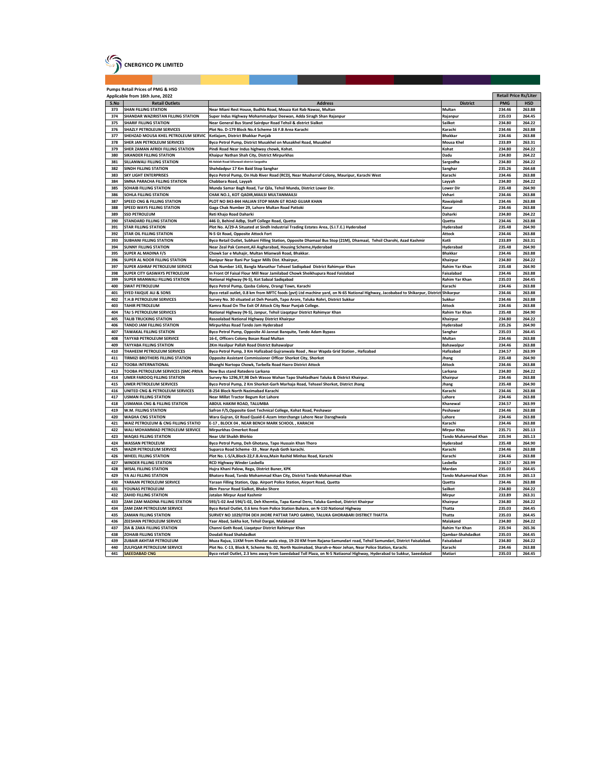**CNERGYICO PK LIMITED**

**Pumps Retail Prices of PMG & HSD**

**Applicable from 16th June, 2022**

| S.No | Retail Outlets | Address | District | Retail Price Rs/Liter | |
|---|---|---|---|---|---|
| | | | | PMG | HSD |
| 373 | SHAN FILLING STATION | Near Miani Rest House, Budhla Road, Mouza Kot Rab Nawaz, Multan | Multan | 234.46 | 263.88 |
| 374 | SHANDAR WAZIRISTAN FILLING STATION | Super Indus Highway Mohammadpur Deewan, Adda Siragh Shan Rajanpur | Rajanpur | 235.03 | 264.45 |
| 375 | SHARIF FILLING STATION | Near General Bus Stand Sairdpur Road Tehsil & district Sialkot | Sailkot | 234.80 | 264.22 |
| 376 | SHAZLY PETROLEUM SERVICES | Plot No. D-179 Block No.4 Scheme 16 F.B Area Karachi | Karachi | 234.46 | 263.88 |
| 377 | SHEHZAD MOUSA KHEL PETROLEUM SERVIC | Kotlajam, District Bhakkar Punjab | Bhakkar | 234.46 | 263.88 |
| 378 | SHER JAN PETROLEUM SERVICES | Byco Petrol Pump, District Musakhel on Musakhel Road, Musakhel | Mousa Khel | 233.89 | 263.31 |
| 379 | SHER ZAMAN AFRIDI FILLING STATION | Pindi Road Near Indus highway chowk, Kohat. | Kohat | 234.80 | 264.22 |
| 380 | SIKANDER FILLING STATION | Khaipur Nathan Shah City, District Mirpurkhas | Dadu | 234.80 | 264.22 |
| 381 | SILLANWALI FILLING STATION | 46 Addah Road Sillanwali district Sargodha | Sargodha | 234.80 | 264.22 |
| 382 | SINDH FILLING STATION | Shahdadpur 17 Km Baid Stop Sanghar | Sanghar | 235.26 | 264.68 |
| 383 | SKY LIGHT ENTERPRISES | Byco Petrol Pump, On Hub River Road (RCD), Near Musharraf Colony, Mauripur, Karachi West | Karachi | 234.46 | 263.88 |
| 384 | SMNA PARACHA FILLING STATION | Chabbara Road, Layyah | Layyah | 234.80 | 264.22 |
| 385 | SOHAIB FILLING STATION | Munda Samar Bagh Road, Tur Qila, Tehsil Munda, District Lower Dir. | Lower Dir | 235.48 | 264.90 |
| 386 | SOHLA FILLING STATION | CHAK NO.1, KOT QADIR,MAILSI MULTANMAILSI | Vehari | 234.46 | 263.88 |
| 387 | SPEED CNG & FILLING STATION | PLOT NO 843-844 HALIAN STOP MAIN GT ROAD GUJAR KHAN | Rawalpindi | 234.46 | 263.88 |
| 388 | SPEED WAYS FILLING STATION | Gaga Chak Number 29, Lahore Multan Road Pattoki | Kasur | 234.46 | 263.88 |
| 389 | SSD PETROLEUM | Reti Khajo Road Daharki | Daharki | 234.80 | 264.22 |
| 390 | STANDARD FILLING STATION | 446 D, Behind Adbp, Staff College Road, Quetta | Quetta | 234.46 | 263.88 |
| 391 | STAR FILLING STATION | Plot No. A/29-A Situated at Sindh Industrial Trading Estates Area, (S.I.T.E.) Hyderabad | Hyderabad | 235.48 | 264.90 |
| 392 | STAR OIL FILLING STATION | N-5 Gt Road, Opposite Attock Fort | Attock | 234.46 | 263.88 |
| 393 | SUBHANI FILLING STATION | Byco Retail Outlet, Subhani Filling Station, Opposite Dhamaal Bus Stop (21M), Dhamaal, Tehsil Charohi, Azad Kashmir | Kotli | 233.89 | 263.31 |
| 394 | SUNNY FILLING STATION | Near Zeal Pak Cement,Ali Asgharabad, Housing Scheme,Hyderabad | Hyderabad | 235.48 | 264.90 |
| 395 | SUPER AL MADINA F/S | Chowk Sar e Muhajir, Multan Mianwali Road, Bhakkar. | Bhakkar | 234.46 | 263.88 |
| 396 | SUPER AL NOOR FILLING STATION | Ranipur Near Rani Pur Sugar Mills Dist. Khairpur, | Khairpur | 234.80 | 264.22 |
| 397 | SUPER ASHRAF PETROLEUM SERVICE | Chak Number 143, Bangla Manathar Tehseel Sadiqabad District Rahimyar Khan | Rahim Yar Khan | 235.48 | 264.90 |
| 398 | SUPER CITY GASWAYS PETROLEUM | In Front Of Faisal Flour Mill Near Jamilabad Chowk Sheikhupura Road Faislabad | Faisalabad | 234.46 | 263.88 |
| 399 | SUPER MIANWALI FILLING STATION | National Highway (N-5), Kot Sabzal Sadiqabad | Rahim Yar Khan | 235.03 | 264.45 |
| 400 | SWAT PETROLEUM | Byco Petrol Pump, Qasba Colony, Orangi Town, Karachi | Karachi | 234.46 | 263.88 |
| 401 | SYED FAIQUE ALI & SONS | Byco retail outlet, 0.8 km from MFTC foods (pvt) Ltd machine yard, on N-65 National Highway, Jacobabad to Shikarpur, District | Shikarpur | 234.46 | 263.88 |
| 402 | T.H.B PETROLEUM SERVICES | Survey No. 30 situated at Deh Ponath, Tapo Arore, Taluka Rohri, District Sukkur | Sukkur | 234.46 | 263.88 |
| 403 | TAHIR PETROLEUM | Kamra Road On The Exit Of Attock City Near Punjab College. | Attock | 234.46 | 263.88 |
| 404 | TAJ 5 PETROLEUM SERVICES | National Highway (N-5), Janpur, Tehsil Liaqatpur District Rahimyar Khan | Rahim Yar Khan | 235.48 | 264.90 |
| 405 | TALIB TRUCKING STATION | Rasoolabad National Highway District Khairpur | Khairpur | 234.80 | 264.22 |
| 406 | TANDO JAM FILLING STATION | Mirpurkhas Road Tando Jam Hyderabad | Hyderabad | 235.26 | 264.90 |
| 407 | TAWAKAL FILLING STATION | Byco Petrol Pump, Opposite Al-Jannat Banquite, Tando Adam Bypass | Sanghar | 235.03 | 264.45 |
| 408 | TAYYAB PETROLEUM SERVICE | 16-E, Officers Colony Bosan Road Multan | Multan | 234.46 | 263.88 |
| 409 | TAYYABA FILLING STATION | 2Km Hasilpur Pallah Road District Bahawalpur | Bahawalpur | 234.46 | 263.88 |
| 410 | THAHEEM PETROLEUM SERVICES | Byco Petrol Pump, 3 Km Hafizabad Gujranwala Road , Near Wapda Grid Station , Hafizabad | Hafizabad | 234.57 | 263.99 |
| 411 | TIRMIZI BROTHERS FILLING STATION | Opposite Assistant Commissioner Officer Shorkot City, Shorkot | Jhang | 235.48 | 264.90 |
| 412 | TOOBA INTERNATIONAL | Bhanghi Nartopa Chowk, Tarbella Road Hazro District Attock | Attock | 234.46 | 263.88 |
| 413 | TOOBA PETROLEUM SERVICES (SMC-PRIVA | New Bus stand Ratedero Larkana | Larkana | 234.80 | 264.22 |
| 414 | UMER FAROOQ FILLING STATION | Survey No 1296,97,98 Deh Wasoo Wahan Tapo Shahladhani Taluka & District Khairpur. | Khairpur | 234.46 | 263.88 |
| 415 | UMER PETROLEUM SERVICES | Byco Petrol Pump, 2 Km Shorkot-Garh Marhaja Road, Tehseel Shorkot, District Jhang | Jhang | 235.48 | 264.90 |
| 416 | UNITED CNG & PETROLEUM SERVICES | B-254 Block North Nazimabad Karachi | Karachi | 234.46 | 263.88 |
| 417 | USMAN FILLING STATION | Near Millat Tractor Begum Kot Lahore | Lahore | 234.46 | 263.88 |
| 418 | USMANIA CNG & FILLING STATION | ABDUL HAKIM ROAD, TALUMBA | Khanewal | 234.57 | 263.99 |
| 419 | W.M. FILLING STATION | Safron F/S,Opposite Govt Technical College, Kohat Road, Peshawar | Peshawar | 234.46 | 263.88 |
| 420 | WAGHA CNG STATION | Wara Gujran, Gt Road Quaid-E-Azam Interchange Lahore Near Daroghwala | Lahore | 234.46 | 263.88 |
| 421 | WAIZ PETROLEUM & CNG FILLING STATIO | E-17 , BLOCK 04 , NEAR BENCH MARK SCHOOL , KARACHI | Karachi | 234.46 | 263.88 |
| 422 | WALI MOHAMMAD PETROLEUM SERVICE | Mirpurkhas Omerkot Road | Mirpur Khas | 235.71 | 265.13 |
| 423 | WAQAS FILLING STATION | Near Ubl Shaikh Bhirkio | Tando Muhammad Khan | 235.94 | 265.13 |
| 424 | WASSAN PETROLEUM | Byco Petrol Pump, Deh Ghotana, Tapo Hussain Khan Thoro | Hyderabad | 235.48 | 264.90 |
| 425 | WAZIR PETROLEUM SERVICE | Suparco Road Scheme -33 , Near Ayub Goth karachi. | Karachi | 234.46 | 263.88 |
| 426 | WHEEL FILLING STATION | Plot No. L-5/A,Block-22,F.B.Area,Main Rashid Minhas Road, Karachi | Karachi | 234.46 | 263.88 |
| 427 | WINDER FILLING STATION | RCD Highway Winder Lasbella | Lasbella | 234.57 | 263.99 |
| 428 | WISAL FILLING STATION | Hujra Khani Palow, Rega, District Buner, KPK | Mardan | 235.03 | 264.45 |
| 429 | YA ALI FILLING STATION | Bhatoro Road, Tando Mohammad Khan City, District Tando Mohammad Khan | Tando Muhammad Khan | 235.94 | 265.13 |
| 430 | YARAAN PETROLEUM SERVICE | Yaraan Filling Station, Opp. Airport Police Station, Airport Road, Quetta | Quetta | 234.46 | 263.88 |
| 431 | YOUNAS PETROLEUM | 8km Pasrur Road Sialkot, Bhako Shore | Sailkot | 234.80 | 264.22 |
| 432 | ZAHID FILLING STATION | Jatalan Mirpur Azad Kashmir | Mirpur | 233.89 | 263.31 |
| 433 | ZAM ZAM MADINA FILLING STATION | 593/1-02 And 594/1-02, Deh Khemtia, Tapa Kamal Dero, Taluka Gambat, District Khairpur | Khairpur | 234.80 | 264.22 |
| 434 | ZAM ZAM PETROLEUM SERVICE | Byco Retail Outlet, 0.6 kms from Police Station Buhara, on N-110 National Highway | Thatta | 235.03 | 264.45 |
| 435 | ZAMAN FILLING STATION | SURVEY NO 1029/IT04 DEH JHORE PATTAR TAPO GARHO, TALUKA GHORABARI DISTRICT THATTA | Thatta | 235.03 | 264.45 |
| 436 | ZEESHAN PETROLEUM SERVICE | Yaar Abad, Sakha kot, Tehsil Dargai, Malakand | Malakand | 234.80 | 264.22 |
| 437 | ZIA & ZAKA FILLING STATION | Channi Goth Road, Liaqatpur District Rahimyar Khan | Rahim Yar Khan | 235.94 | 265.36 |
| 438 | ZOHAIB FILLING STATION | Dosdali Road Shahdadkot | Qambar-Shahdadkot | 235.03 | 264.45 |
| 439 | ZUBAIR AKHTAR PETROLEUM | Muza Rajua, 11KM from Khedar wala stop, 19-20 KM from Rajana-Samundari road, Tehsil Samundari, District Faisalabad. | Faisalabad | 234.80 | 264.22 |
| 440 | ZULFIQAR PETROLEUM SERVICE | Plot No. C-13, Block R, Scheme No. 02, North Nazimabad, Sharah-e-Noor Jehan, Near Police Station, Karachi. | Karachi | 234.46 | 263.88 |
| 441 | SAEEDABAD CNG | Byco retail Outlet, 2.3 kms away from Saeedabad Toll Plaza, on N-5 Natiaonal Highway, Hyderabad to Sukkur, Saeedabad | Matiari | 235.03 | 264.45 |